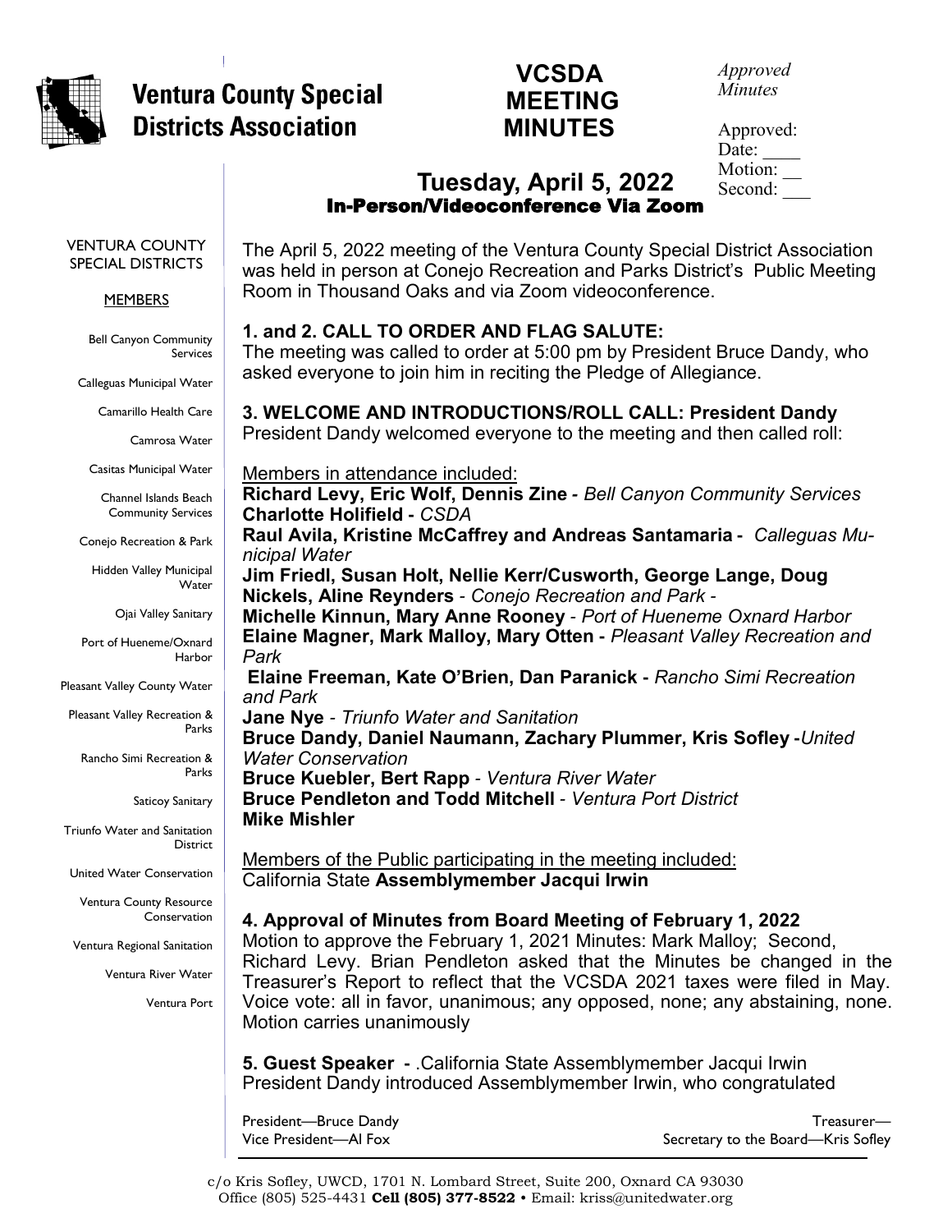# Ventura County Special Districts Association

## VCSDA MEETING MINUTES

*Approved Minutes*

Approved:
Date: ____
Motion: __
Second: ___

## Tuesday, April 5, 2022
### In-Person/Videoconference Via Zoom

VENTURA COUNTY SPECIAL DISTRICTS

MEMBERS

- Bell Canyon Community Services
- Calleguas Municipal Water
- Camarillo Health Care
- Camrosa Water
- Casitas Municipal Water
- Channel Islands Beach Community Services
- Conejo Recreation & Park
- Hidden Valley Municipal Water
- Ojai Valley Sanitary
- Port of Hueneme/Oxnard Harbor
- Pleasant Valley County Water
- Pleasant Valley Recreation & Parks
- Rancho Simi Recreation & Parks
- Saticoy Sanitary
- Triunfo Water and Sanitation District
- United Water Conservation
- Ventura County Resource Conservation
- Ventura Regional Sanitation
- Ventura River Water
- Ventura Port

The April 5, 2022 meeting of the Ventura County Special District Association was held in person at Conejo Recreation and Parks District's Public Meeting Room in Thousand Oaks and via Zoom videoconference.

**1. and 2. CALL TO ORDER AND FLAG SALUTE:**
The meeting was called to order at 5:00 pm by President Bruce Dandy, who asked everyone to join him in reciting the Pledge of Allegiance.

**3. WELCOME AND INTRODUCTIONS/ROLL CALL: President Dandy**
President Dandy welcomed everyone to the meeting and then called roll:

Members in attendance included:
**Richard Levy, Eric Wolf, Dennis Zine -** *Bell Canyon Community Services*
**Charlotte Holifield -** *CSDA*
**Raul Avila, Kristine McCaffrey and Andreas Santamaria -** *Calleguas Municipal Water*
**Jim Friedl, Susan Holt, Nellie Kerr/Cusworth, George Lange, Doug Nickels, Aline Reynders** - *Conejo Recreation and Park -*
**Michelle Kinnun, Mary Anne Rooney** - *Port of Hueneme Oxnard Harbor*
**Elaine Magner, Mark Malloy, Mary Otten -** *Pleasant Valley Recreation and Park*
**Elaine Freeman, Kate O'Brien, Dan Paranick -** *Rancho Simi Recreation and Park*
**Jane Nye** - *Triunfo Water and Sanitation*
**Bruce Dandy, Daniel Naumann, Zachary Plummer, Kris Sofley -***United Water Conservation*
**Bruce Kuebler, Bert Rapp** - *Ventura River Water*
**Bruce Pendleton and Todd Mitchell** - *Ventura Port District*
**Mike Mishler**

Members of the Public participating in the meeting included:
California State **Assemblymember Jacqui Irwin**

**4. Approval of Minutes from Board Meeting of February 1, 2022**
Motion to approve the February 1, 2021 Minutes: Mark Malloy; Second, Richard Levy. Brian Pendleton asked that the Minutes be changed in the Treasurer's Report to reflect that the VCSDA 2021 taxes were filed in May. Voice vote: all in favor, unanimous; any opposed, none; any abstaining, none. Motion carries unanimously

**5. Guest Speaker -** .California State Assemblymember Jacqui Irwin
President Dandy introduced Assemblymember Irwin, who congratulated

President—Bruce Dandy
Vice President—Al Fox
Treasurer—
Secretary to the Board—Kris Sofley

c/o Kris Sofley, UWCD, 1701 N. Lombard Street, Suite 200, Oxnard CA 93030
Office (805) 525-4431 **Cell (805) 377-8522** • Email: kriss@unitedwater.org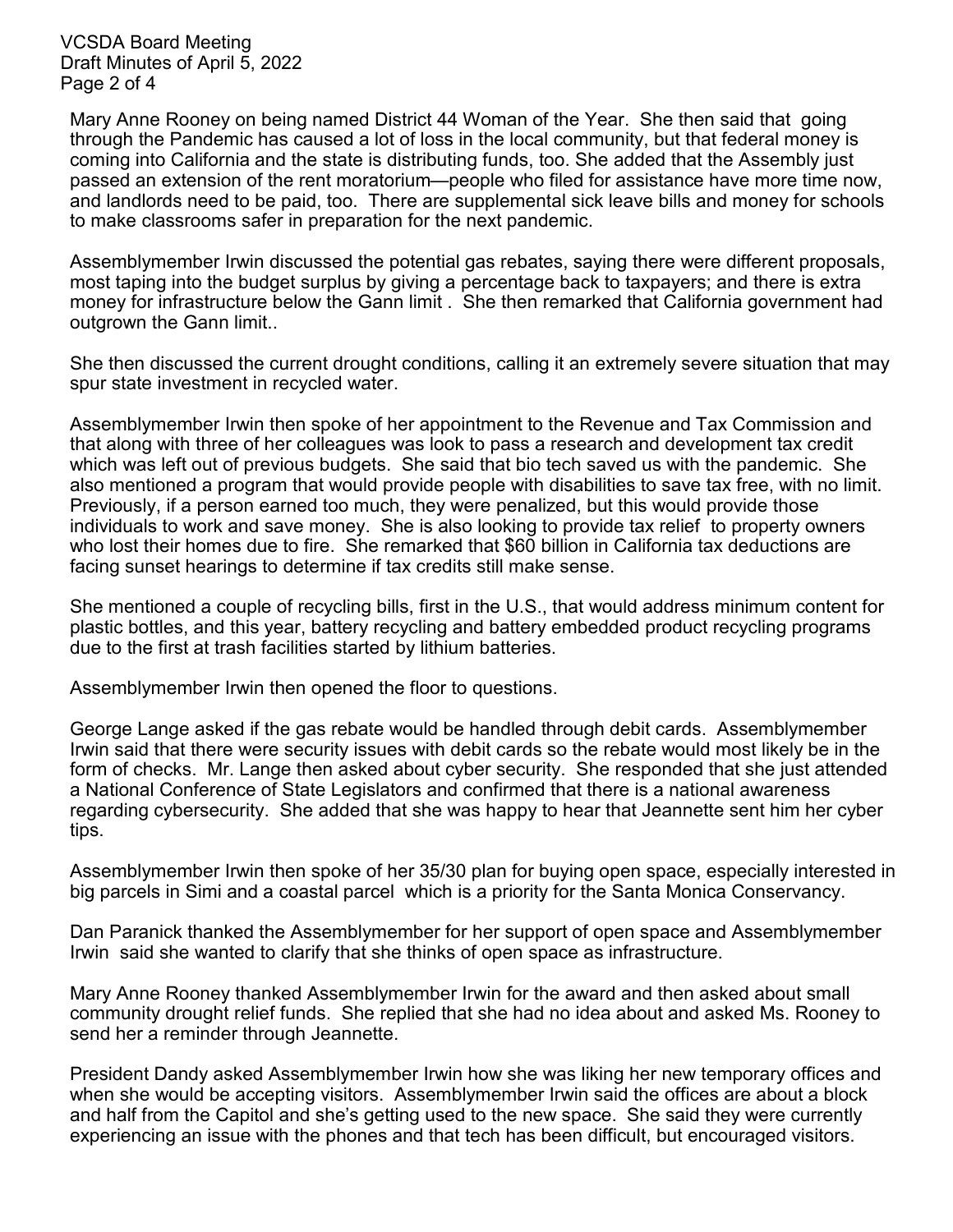Mary Anne Rooney on being named District 44 Woman of the Year. She then said that going through the Pandemic has caused a lot of loss in the local community, but that federal money is coming into California and the state is distributing funds, too. She added that the Assembly just passed an extension of the rent moratorium—people who filed for assistance have more time now, and landlords need to be paid, too. There are supplemental sick leave bills and money for schools to make classrooms safer in preparation for the next pandemic.

Assemblymember Irwin discussed the potential gas rebates, saying there were different proposals, most taping into the budget surplus by giving a percentage back to taxpayers; and there is extra money for infrastructure below the Gann limit . She then remarked that California government had outgrown the Gann limit..

She then discussed the current drought conditions, calling it an extremely severe situation that may spur state investment in recycled water.

Assemblymember Irwin then spoke of her appointment to the Revenue and Tax Commission and that along with three of her colleagues was look to pass a research and development tax credit which was left out of previous budgets. She said that bio tech saved us with the pandemic. She also mentioned a program that would provide people with disabilities to save tax free, with no limit. Previously, if a person earned too much, they were penalized, but this would provide those individuals to work and save money. She is also looking to provide tax relief to property owners who lost their homes due to fire. She remarked that $60 billion in California tax deductions are facing sunset hearings to determine if tax credits still make sense.

She mentioned a couple of recycling bills, first in the U.S., that would address minimum content for plastic bottles, and this year, battery recycling and battery embedded product recycling programs due to the first at trash facilities started by lithium batteries.

Assemblymember Irwin then opened the floor to questions.

George Lange asked if the gas rebate would be handled through debit cards. Assemblymember Irwin said that there were security issues with debit cards so the rebate would most likely be in the form of checks. Mr. Lange then asked about cyber security. She responded that she just attended a National Conference of State Legislators and confirmed that there is a national awareness regarding cybersecurity. She added that she was happy to hear that Jeannette sent him her cyber tips.

Assemblymember Irwin then spoke of her 35/30 plan for buying open space, especially interested in big parcels in Simi and a coastal parcel which is a priority for the Santa Monica Conservancy.

Dan Paranick thanked the Assemblymember for her support of open space and Assemblymember Irwin said she wanted to clarify that she thinks of open space as infrastructure.

Mary Anne Rooney thanked Assemblymember Irwin for the award and then asked about small community drought relief funds. She replied that she had no idea about and asked Ms. Rooney to send her a reminder through Jeannette.

President Dandy asked Assemblymember Irwin how she was liking her new temporary offices and when she would be accepting visitors. Assemblymember Irwin said the offices are about a block and half from the Capitol and she's getting used to the new space. She said they were currently experiencing an issue with the phones and that tech has been difficult, but encouraged visitors.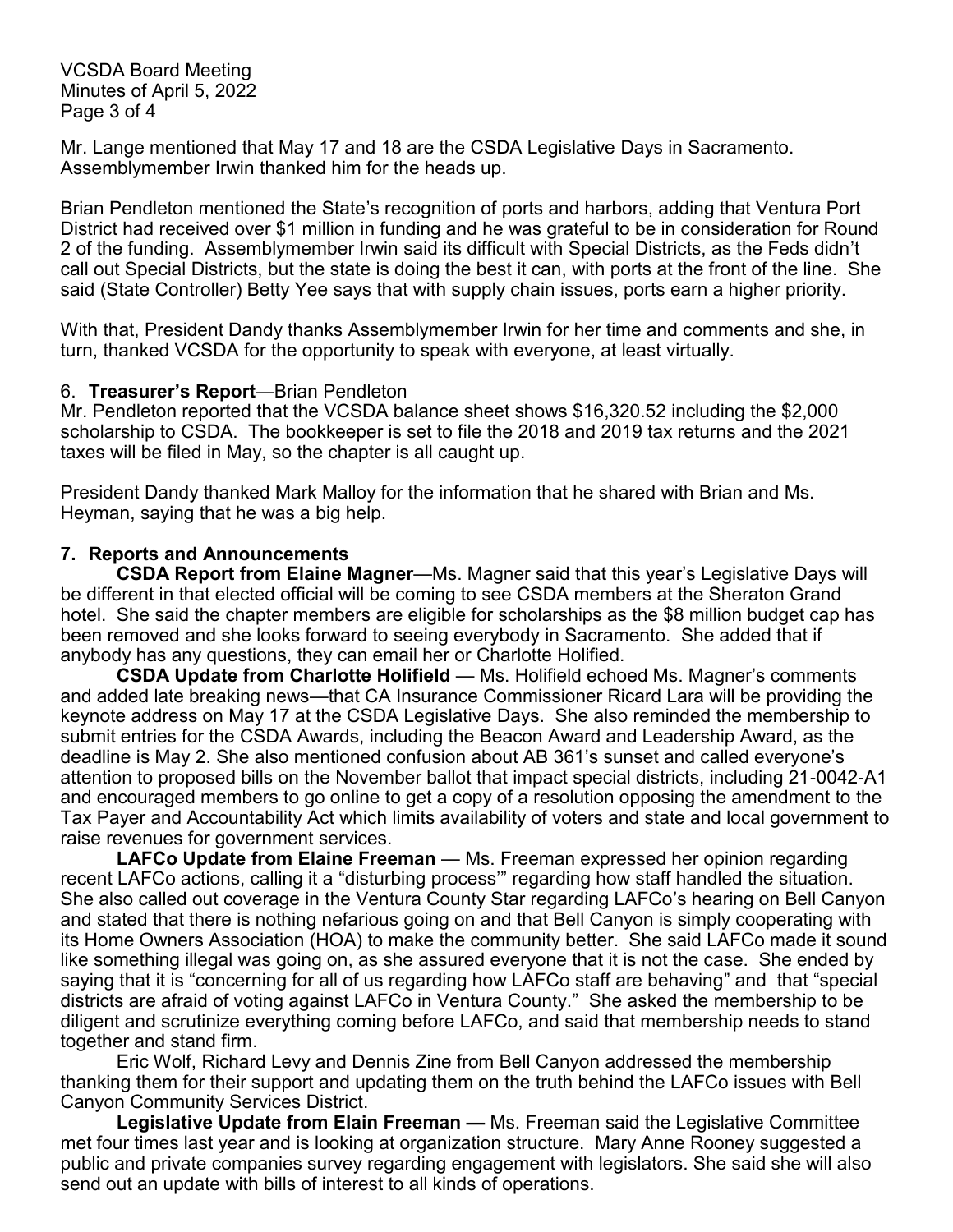Mr. Lange mentioned that May 17 and 18 are the CSDA Legislative Days in Sacramento. Assemblymember Irwin thanked him for the heads up.

Brian Pendleton mentioned the State's recognition of ports and harbors, adding that Ventura Port District had received over $1 million in funding and he was grateful to be in consideration for Round 2 of the funding. Assemblymember Irwin said its difficult with Special Districts, as the Feds didn't call out Special Districts, but the state is doing the best it can, with ports at the front of the line. She said (State Controller) Betty Yee says that with supply chain issues, ports earn a higher priority.

With that, President Dandy thanks Assemblymember Irwin for her time and comments and she, in turn, thanked VCSDA for the opportunity to speak with everyone, at least virtually.

6. **Treasurer's Report**—Brian Pendleton

Mr. Pendleton reported that the VCSDA balance sheet shows $16,320.52 including the $2,000 scholarship to CSDA. The bookkeeper is set to file the 2018 and 2019 tax returns and the 2021 taxes will be filed in May, so the chapter is all caught up.

President Dandy thanked Mark Malloy for the information that he shared with Brian and Ms. Heyman, saying that he was a big help.

**7. Reports and Announcements**

**CSDA Report from Elaine Magner**—Ms. Magner said that this year's Legislative Days will be different in that elected official will be coming to see CSDA members at the Sheraton Grand hotel. She said the chapter members are eligible for scholarships as the $8 million budget cap has been removed and she looks forward to seeing everybody in Sacramento. She added that if anybody has any questions, they can email her or Charlotte Holified.

**CSDA Update from Charlotte Holifield** — Ms. Holifield echoed Ms. Magner's comments and added late breaking news—that CA Insurance Commissioner Ricard Lara will be providing the keynote address on May 17 at the CSDA Legislative Days. She also reminded the membership to submit entries for the CSDA Awards, including the Beacon Award and Leadership Award, as the deadline is May 2. She also mentioned confusion about AB 361's sunset and called everyone's attention to proposed bills on the November ballot that impact special districts, including 21-0042-A1 and encouraged members to go online to get a copy of a resolution opposing the amendment to the Tax Payer and Accountability Act which limits availability of voters and state and local government to raise revenues for government services.

**LAFCo Update from Elaine Freeman** — Ms. Freeman expressed her opinion regarding recent LAFCo actions, calling it a "disturbing process'" regarding how staff handled the situation. She also called out coverage in the Ventura County Star regarding LAFCo's hearing on Bell Canyon and stated that there is nothing nefarious going on and that Bell Canyon is simply cooperating with its Home Owners Association (HOA) to make the community better. She said LAFCo made it sound like something illegal was going on, as she assured everyone that it is not the case. She ended by saying that it is "concerning for all of us regarding how LAFCo staff are behaving" and that "special districts are afraid of voting against LAFCo in Ventura County." She asked the membership to be diligent and scrutinize everything coming before LAFCo, and said that membership needs to stand together and stand firm.

Eric Wolf, Richard Levy and Dennis Zine from Bell Canyon addressed the membership thanking them for their support and updating them on the truth behind the LAFCo issues with Bell Canyon Community Services District.

**Legislative Update from Elain Freeman —** Ms. Freeman said the Legislative Committee met four times last year and is looking at organization structure. Mary Anne Rooney suggested a public and private companies survey regarding engagement with legislators. She said she will also send out an update with bills of interest to all kinds of operations.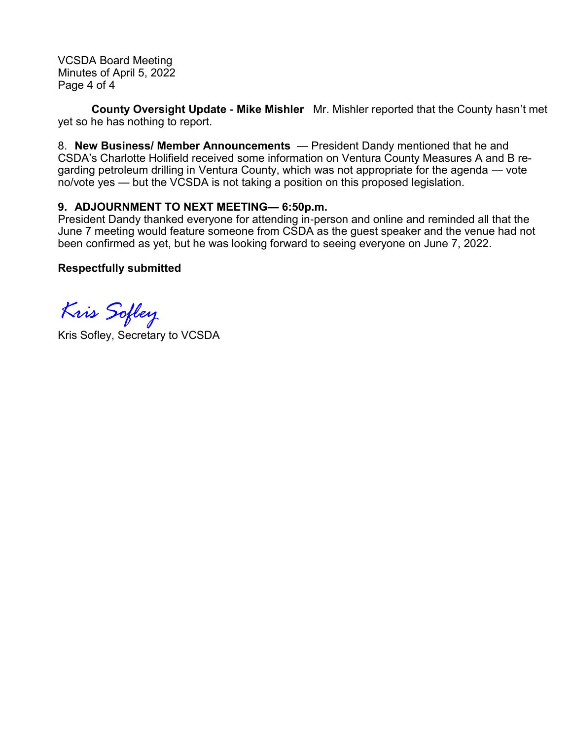**County Oversight Update - Mike Mishler** Mr. Mishler reported that the County hasn't met yet so he has nothing to report.

8. **New Business/ Member Announcements** — President Dandy mentioned that he and CSDA's Charlotte Holifield received some information on Ventura County Measures A and B regarding petroleum drilling in Ventura County, which was not appropriate for the agenda — vote no/vote yes — but the VCSDA is not taking a position on this proposed legislation.

**9. ADJOURNMENT TO NEXT MEETING— 6:50p.m.**

President Dandy thanked everyone for attending in-person and online and reminded all that the June 7 meeting would feature someone from CSDA as the guest speaker and the venue had not been confirmed as yet, but he was looking forward to seeing everyone on June 7, 2022.

**Respectfully submitted**

*Kris Sofley*

Kris Sofley, Secretary to VCSDA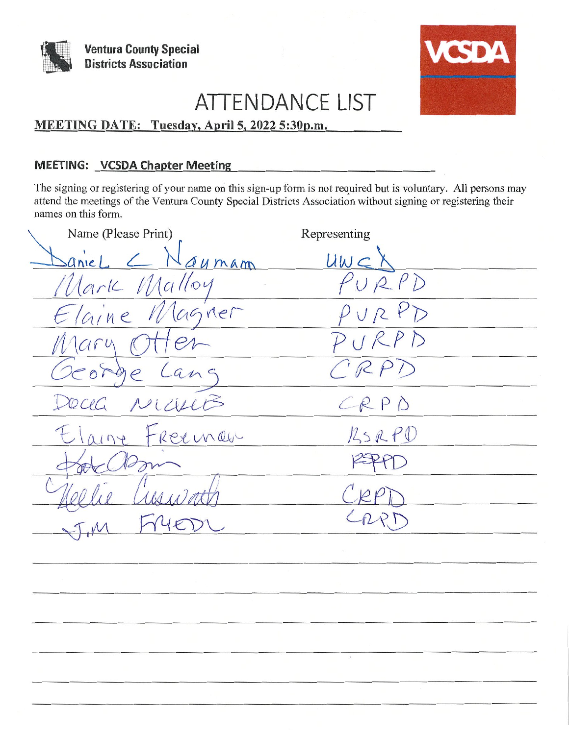Ventura County Special Districts Association

VCSDA

# ATTENDANCE LIST

**MEETING DATE: Tuesday, April 5, 2022 5:30p.m.**

**MEETING: VCSDA Chapter Meeting**

The signing or registering of your name on this sign-up form is not required but is voluntary. All persons may attend the meetings of the Ventura County Special Districts Association without signing or registering their names on this form.

| Name (Please Print) | Representing |
| --- | --- |
| Daniel C Naumann | UWCD |
| Mark Malloy | PURPD |
| Elaine Magner | PURPD |
| Mary Otten | PURPD |
| George Lang | CRPD |
| Doug Nickles | CRPD |
| Elaine Freeman | RSRPD |
| Kate Osborn | RSRPD |
| Nellie Cusworth | CRPD |
| JIM FRIEDL | CRPD |
| | |
| | |
| | |
| | |
| | |
| | |